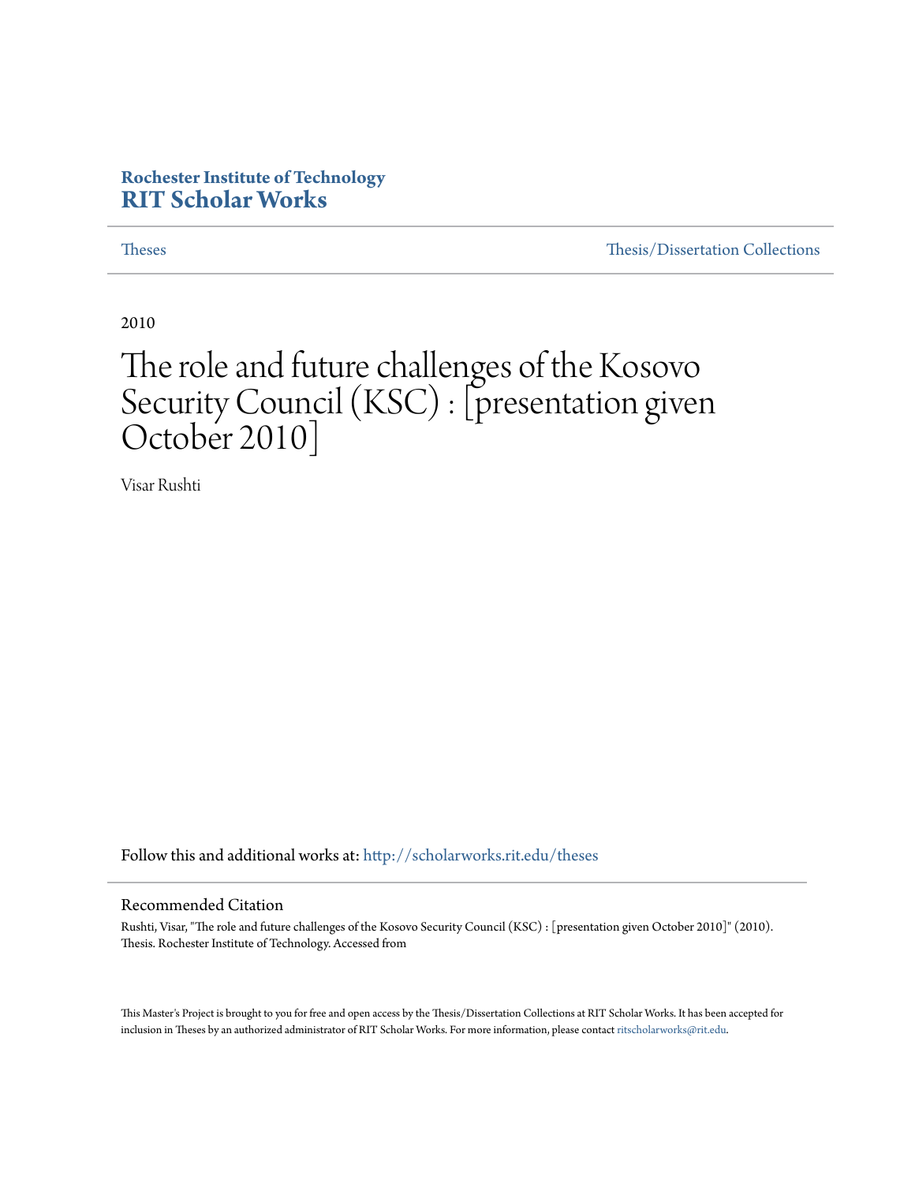Rochester Institute of Technology
**RIT Scholar Works**

Theses | Thesis/Dissertation Collections

2010

# The role and future challenges of the Kosovo Security Council (KSC) : [presentation given October 2010]

Visar Rushti

Follow this and additional works at: http://scholarworks.rit.edu/theses

## Recommended Citation

Rushti, Visar, "The role and future challenges of the Kosovo Security Council (KSC) : [presentation given October 2010]" (2010). Thesis. Rochester Institute of Technology. Accessed from

This Master's Project is brought to you for free and open access by the Thesis/Dissertation Collections at RIT Scholar Works. It has been accepted for inclusion in Theses by an authorized administrator of RIT Scholar Works. For more information, please contact ritscholarworks@rit.edu.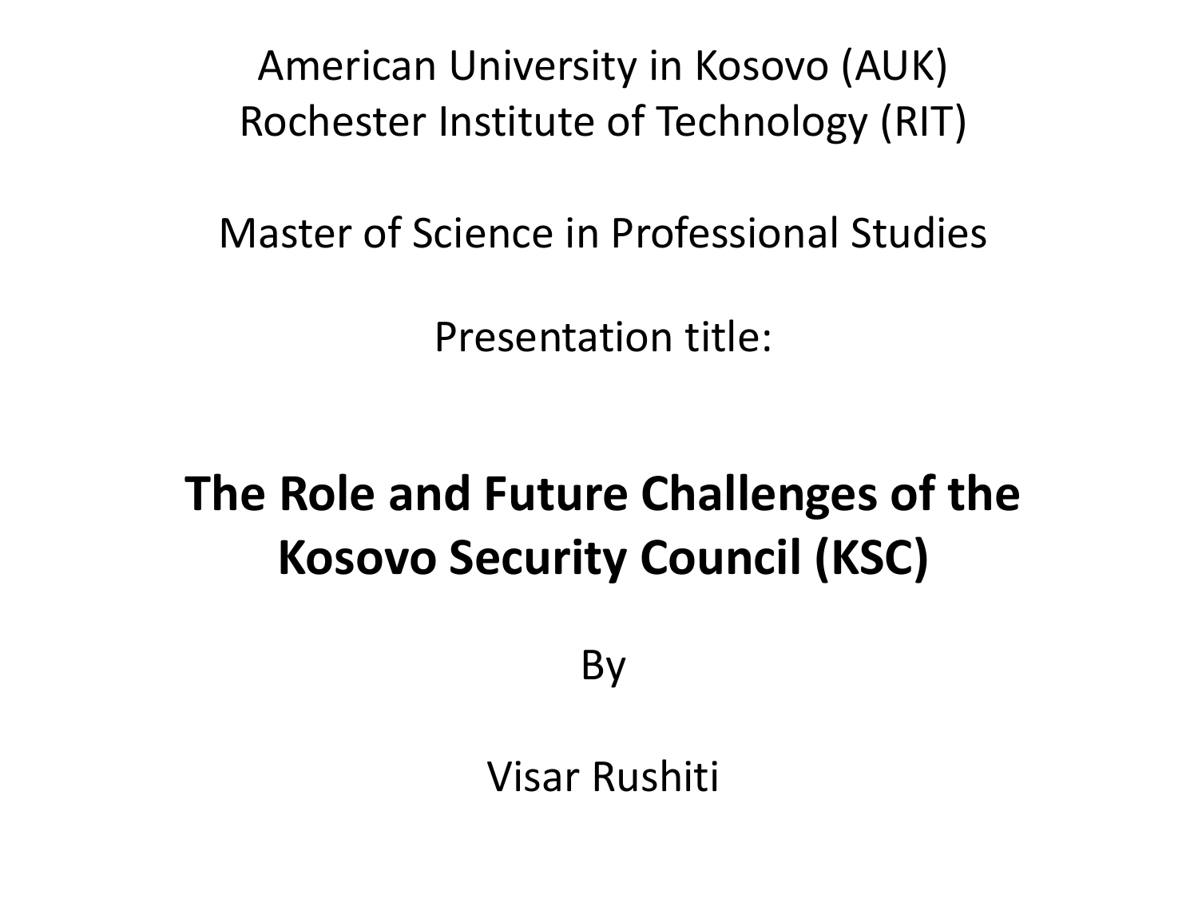American University in Kosovo (AUK)
Rochester Institute of Technology (RIT)

Master of Science in Professional Studies

Presentation title:

# The Role and Future Challenges of the Kosovo Security Council (KSC)

By

Visar Rushiti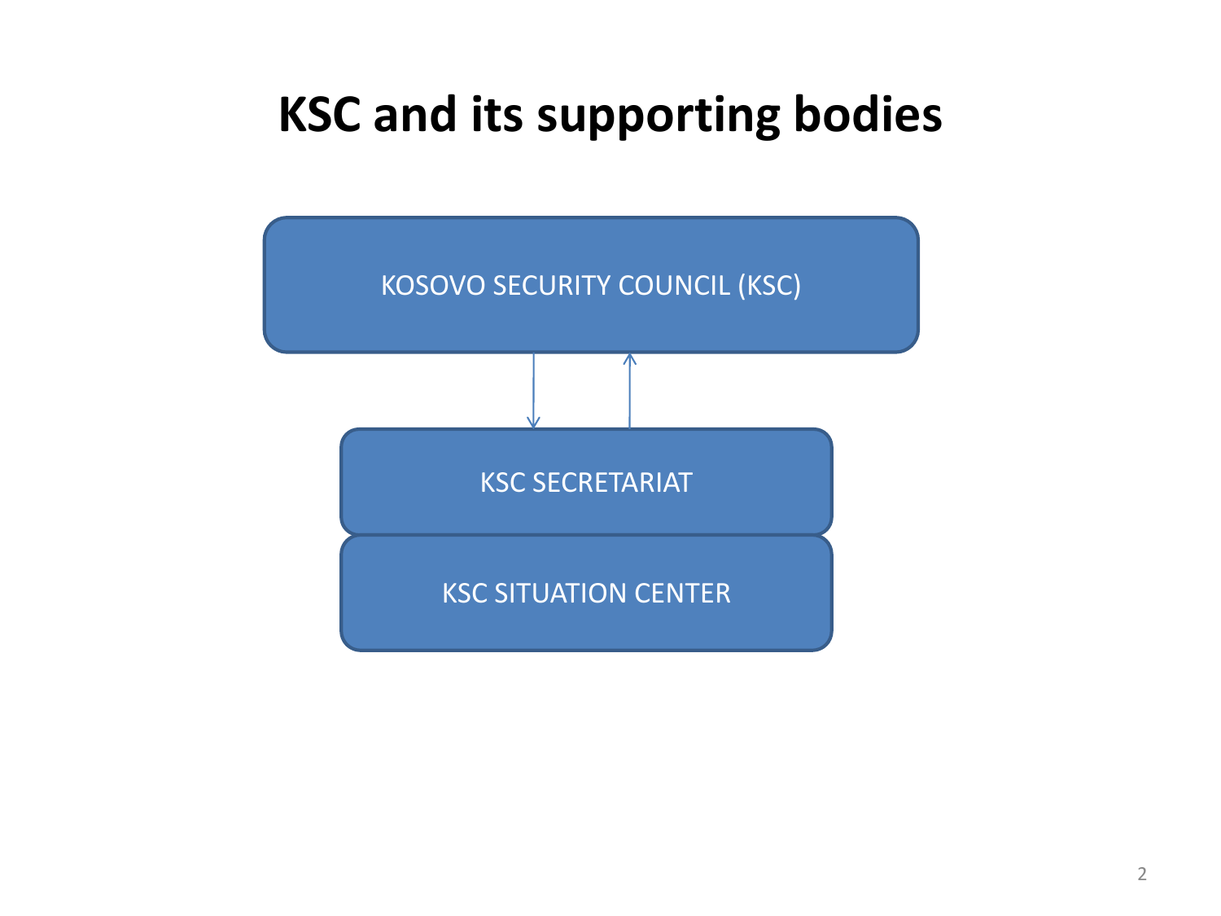# KSC and its supporting bodies

KOSOVO SECURITY COUNCIL (KSC)

KSC SECRETARIAT

KSC SITUATION CENTER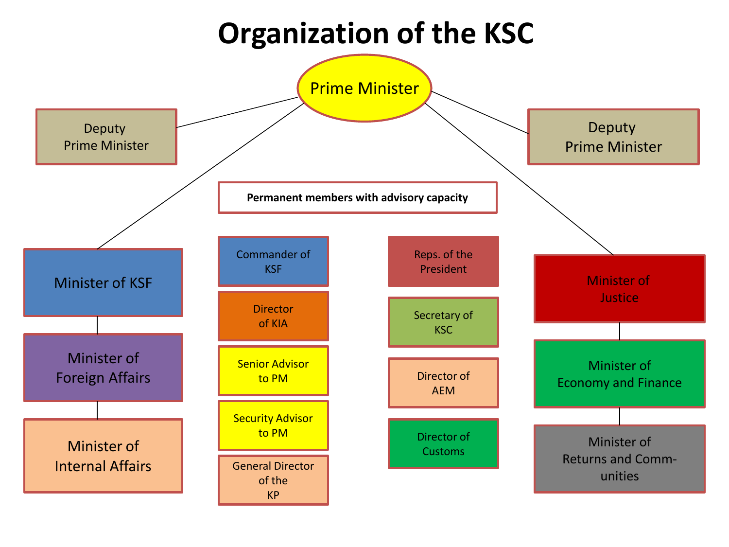# Organization of the KSC

Prime Minister

Deputy Prime Minister

Deputy Prime Minister

Minister of KSF

Minister of Foreign Affairs

Minister of Internal Affairs

**Permanent members with advisory capacity**

- Commander of KSF
- Director of KIA
- Senior Advisor to PM
- Security Advisor to PM
- General Director of the KP
- Reps. of the President
- Secretary of KSC
- Director of AEM
- Director of Customs

Minister of Justice

Minister of Economy and Finance

Minister of Returns and Communities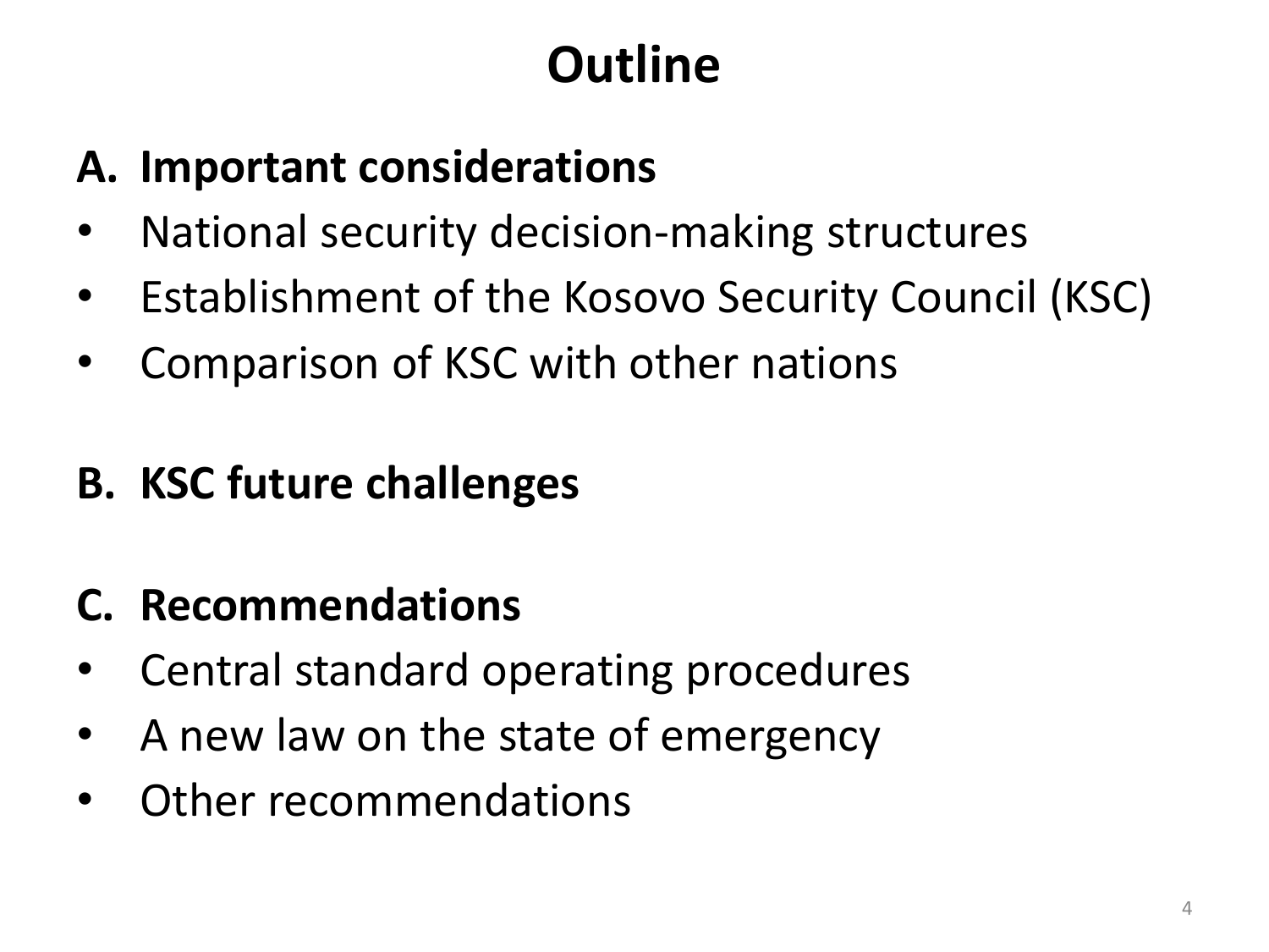# Outline

**A. Important considerations**

- National security decision-making structures
- Establishment of the Kosovo Security Council (KSC)
- Comparison of KSC with other nations

**B. KSC future challenges**

**C. Recommendations**

- Central standard operating procedures
- A new law on the state of emergency
- Other recommendations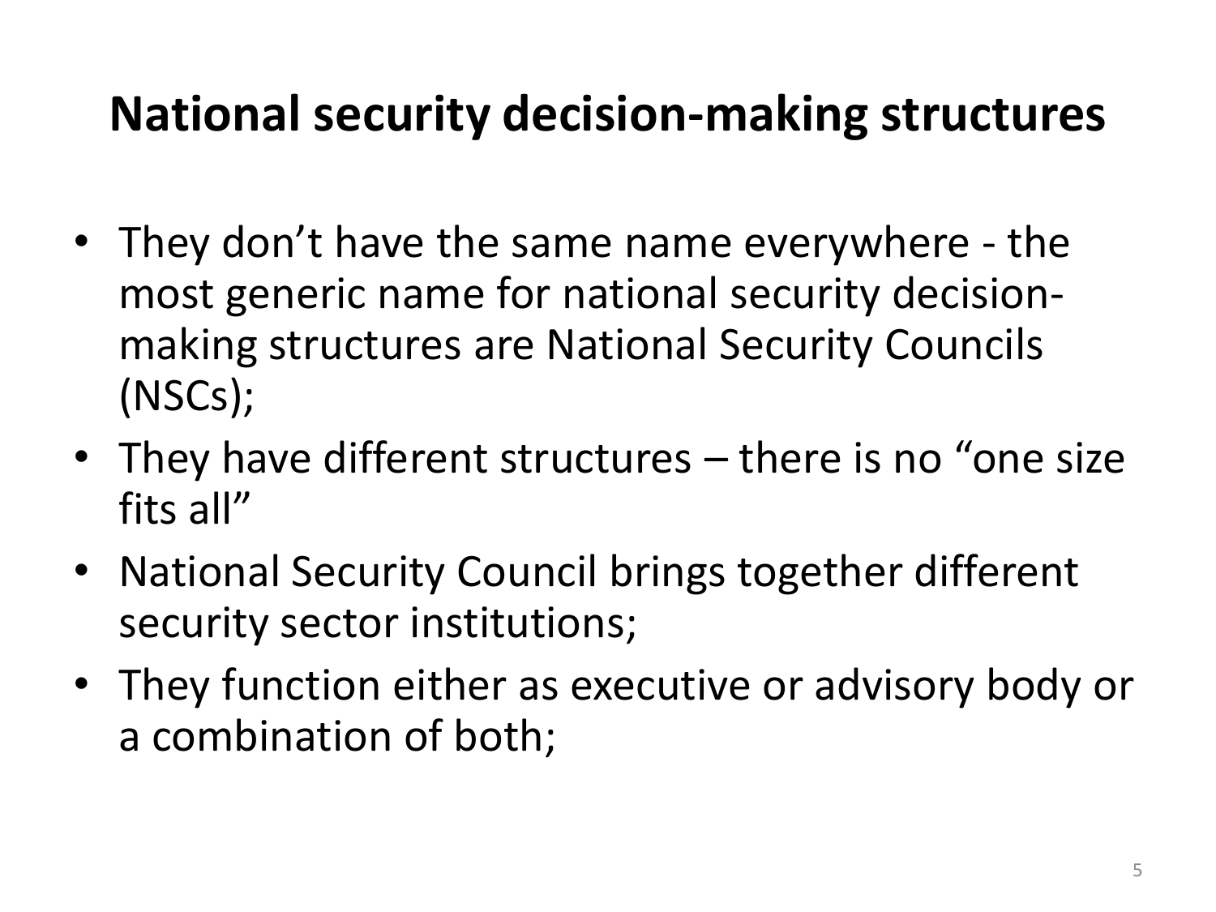# National security decision-making structures

- They don't have the same name everywhere - the most generic name for national security decision-making structures are National Security Councils (NSCs);
- They have different structures – there is no "one size fits all"
- National Security Council brings together different security sector institutions;
- They function either as executive or advisory body or a combination of both;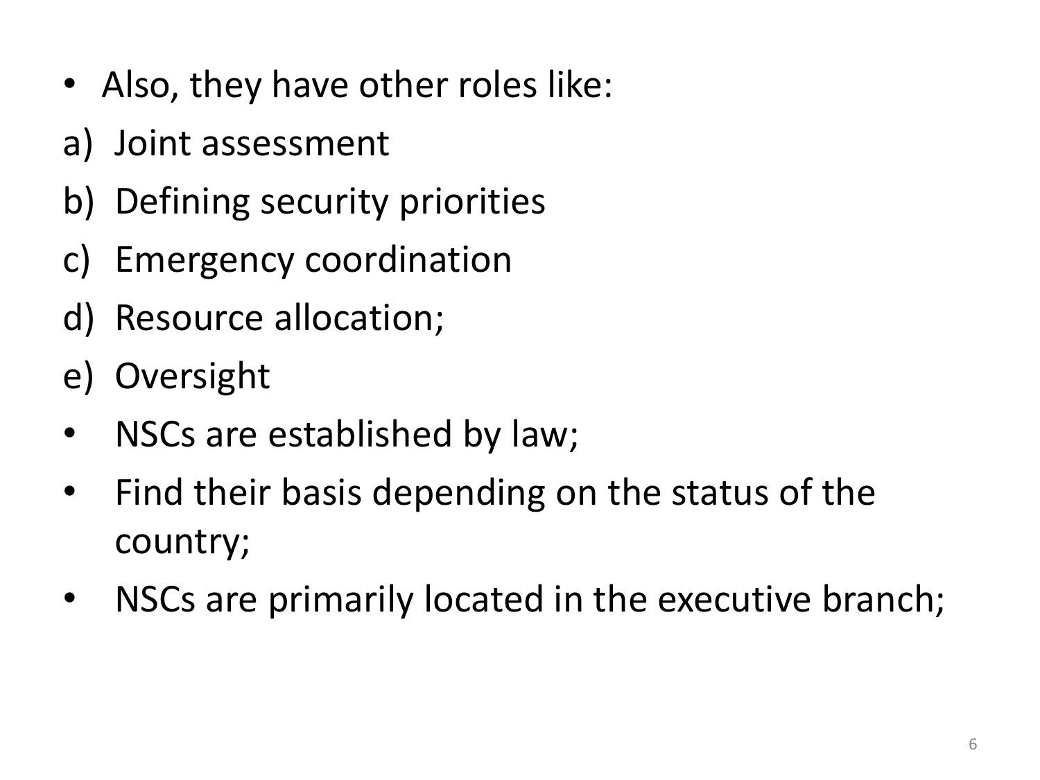- Also, they have other roles like:

a) Joint assessment
b) Defining security priorities
c) Emergency coordination
d) Resource allocation;
e) Oversight

- NSCs are established by law;
- Find their basis depending on the status of the country;
- NSCs are primarily located in the executive branch;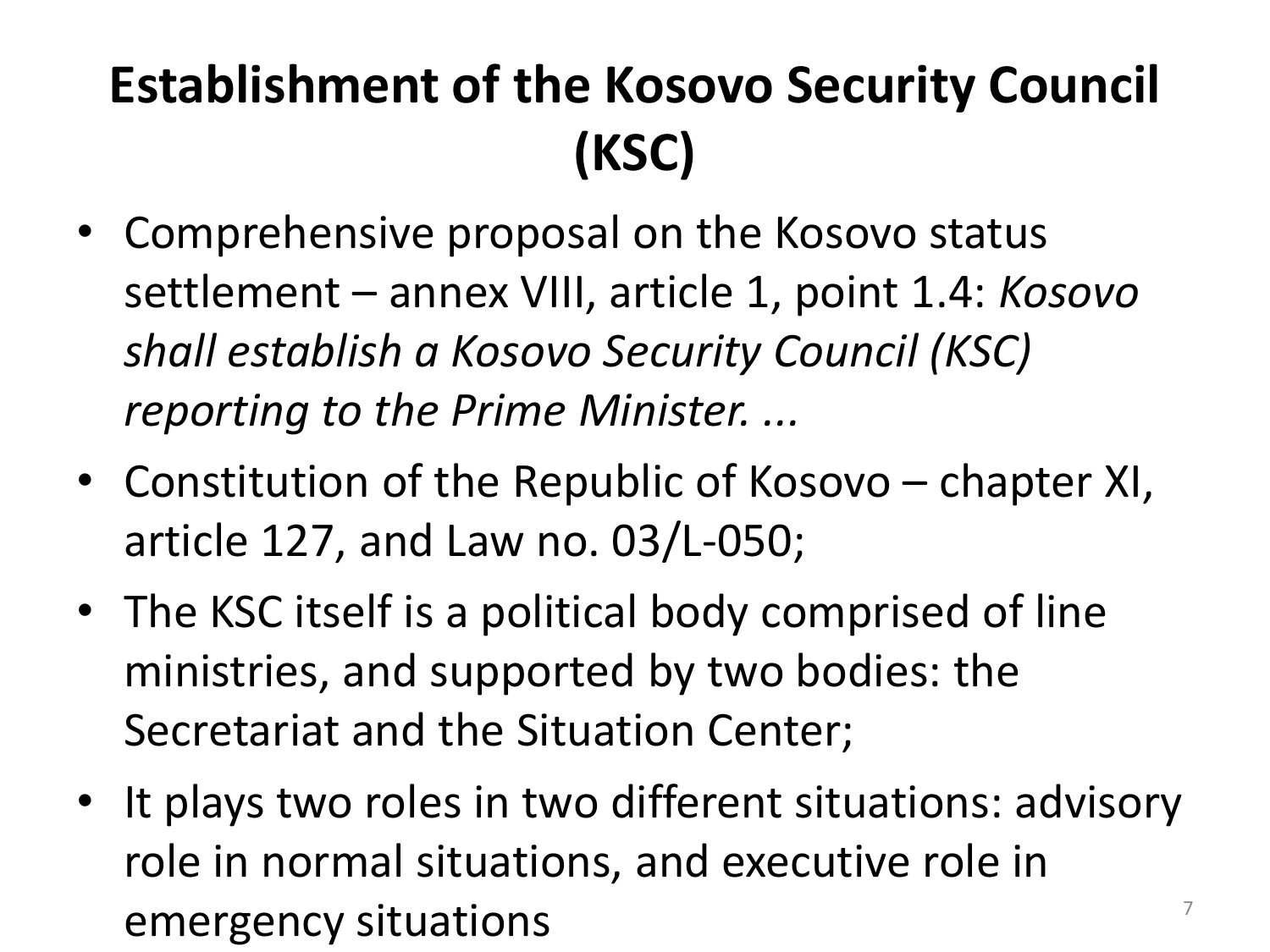# Establishment of the Kosovo Security Council (KSC)

- Comprehensive proposal on the Kosovo status settlement – annex VIII, article 1, point 1.4: *Kosovo shall establish a Kosovo Security Council (KSC) reporting to the Prime Minister. ...*
- Constitution of the Republic of Kosovo – chapter XI, article 127, and Law no. 03/L-050;
- The KSC itself is a political body comprised of line ministries, and supported by two bodies: the Secretariat and the Situation Center;
- It plays two roles in two different situations: advisory role in normal situations, and executive role in emergency situations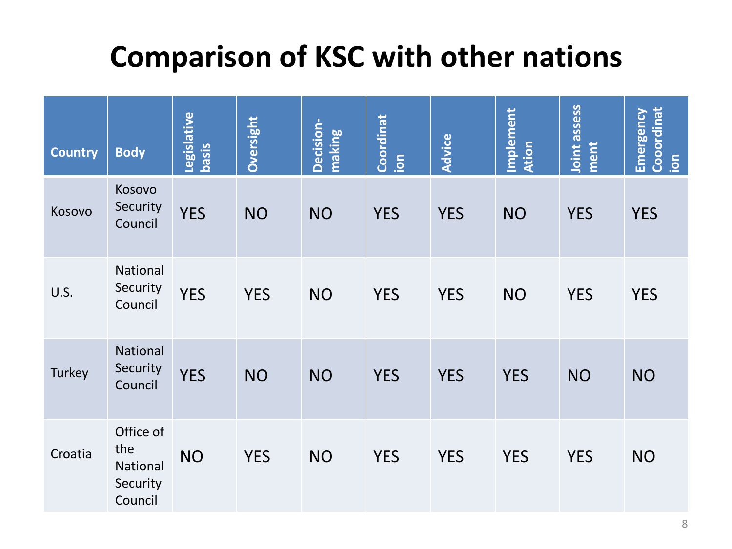# Comparison of KSC with other nations

| Country | Body | Legislative basis | Oversight | Decision-making | Coordination | Advice | Implement Ation | Joint assess ment | Emergency Cooordinat ion |
|---|---|---|---|---|---|---|---|---|---|
| Kosovo | Kosovo Security Council | YES | NO | NO | YES | YES | NO | YES | YES |
| U.S. | National Security Council | YES | YES | NO | YES | YES | NO | YES | YES |
| Turkey | National Security Council | YES | NO | NO | YES | YES | YES | NO | NO |
| Croatia | Office of the National Security Council | NO | YES | NO | YES | YES | YES | YES | NO |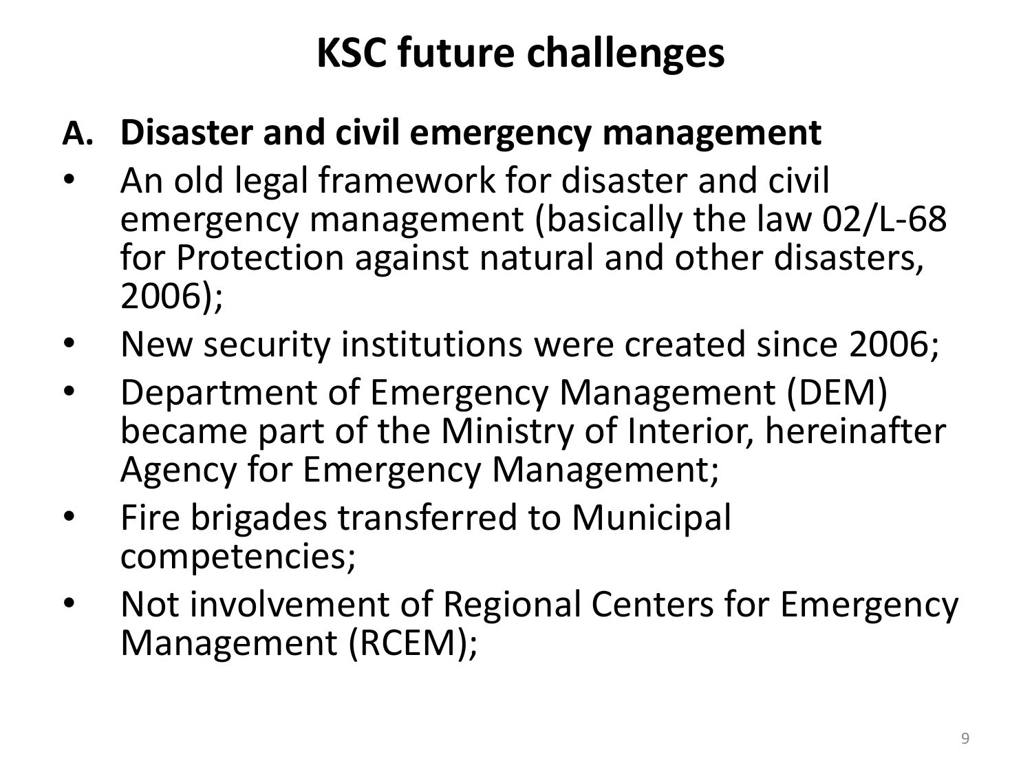# KSC future challenges

**A. Disaster and civil emergency management**

- An old legal framework for disaster and civil emergency management (basically the law 02/L-68 for Protection against natural and other disasters, 2006);
- New security institutions were created since 2006;
- Department of Emergency Management (DEM) became part of the Ministry of Interior, hereinafter Agency for Emergency Management;
- Fire brigades transferred to Municipal competencies;
- Not involvement of Regional Centers for Emergency Management (RCEM);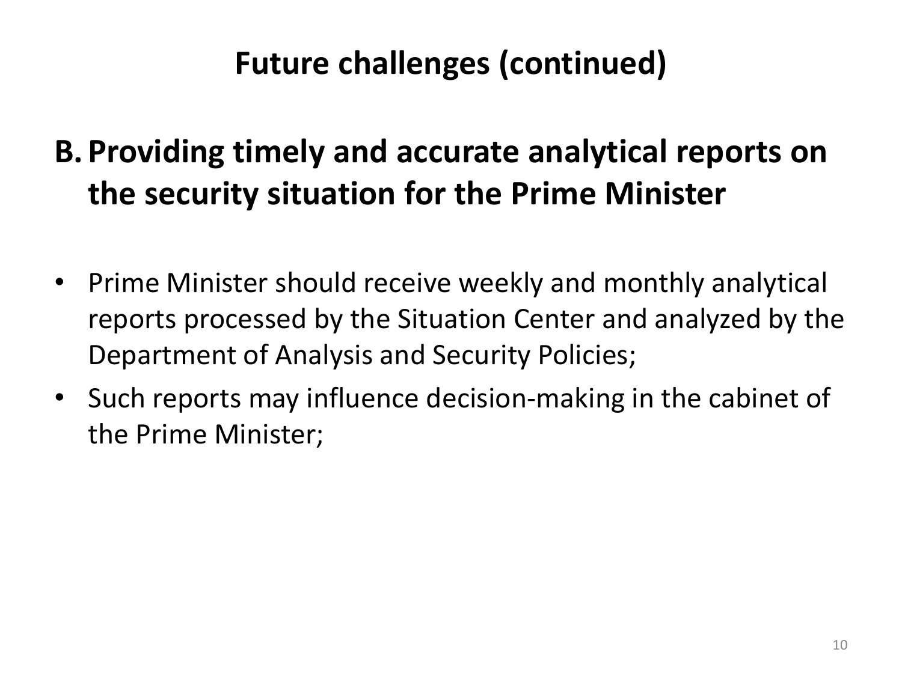# Future challenges (continued)

## B. Providing timely and accurate analytical reports on the security situation for the Prime Minister

- Prime Minister should receive weekly and monthly analytical reports processed by the Situation Center and analyzed by the Department of Analysis and Security Policies;
- Such reports may influence decision-making in the cabinet of the Prime Minister;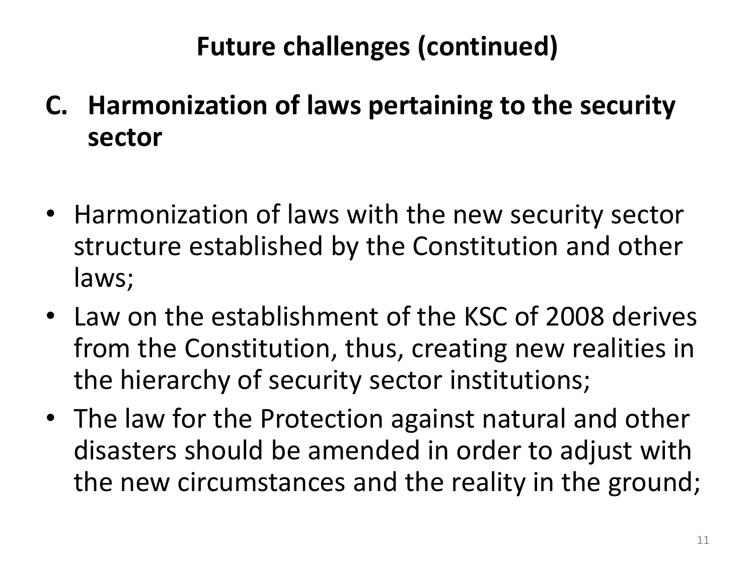# Future challenges (continued)

## C. Harmonization of laws pertaining to the security sector

- Harmonization of laws with the new security sector structure established by the Constitution and other laws;
- Law on the establishment of the KSC of 2008 derives from the Constitution, thus, creating new realities in the hierarchy of security sector institutions;
- The law for the Protection against natural and other disasters should be amended in order to adjust with the new circumstances and the reality in the ground;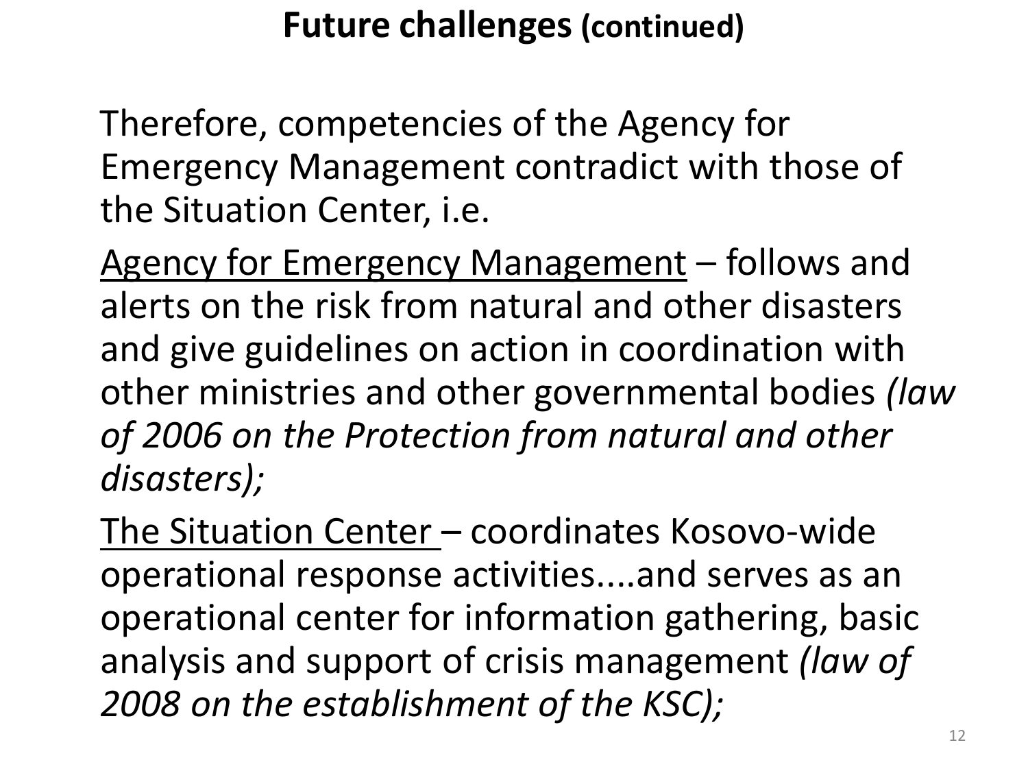# Future challenges (continued)

Therefore, competencies of the Agency for Emergency Management contradict with those of the Situation Center, i.e.

<u>Agency for Emergency Management</u> – follows and alerts on the risk from natural and other disasters and give guidelines on action in coordination with other ministries and other governmental bodies *(law of 2006 on the Protection from natural and other disasters);*

<u>The Situation Center</u> – coordinates Kosovo-wide operational response activities....and serves as an operational center for information gathering, basic analysis and support of crisis management *(law of 2008 on the establishment of the KSC);*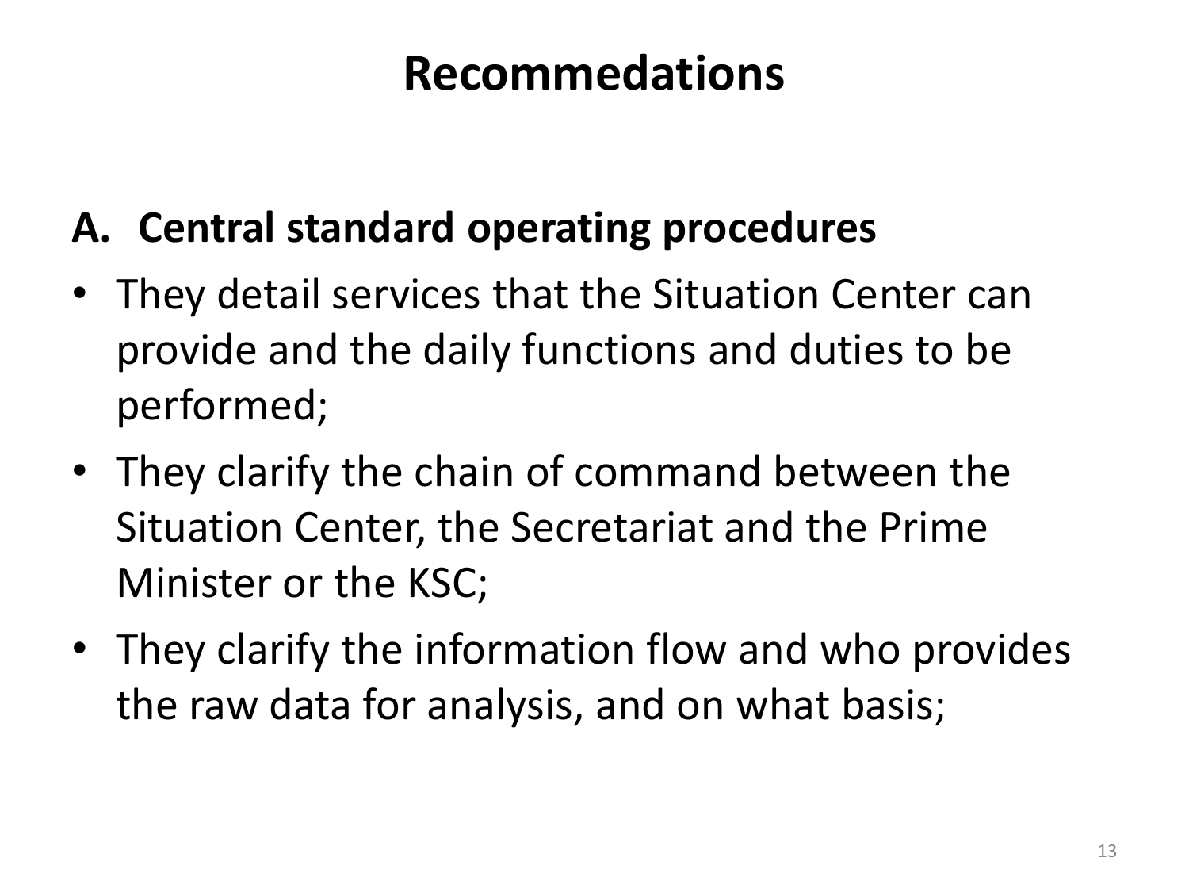# Recommendations

## A. Central standard operating procedures

- They detail services that the Situation Center can provide and the daily functions and duties to be performed;
- They clarify the chain of command between the Situation Center, the Secretariat and the Prime Minister or the KSC;
- They clarify the information flow and who provides the raw data for analysis, and on what basis;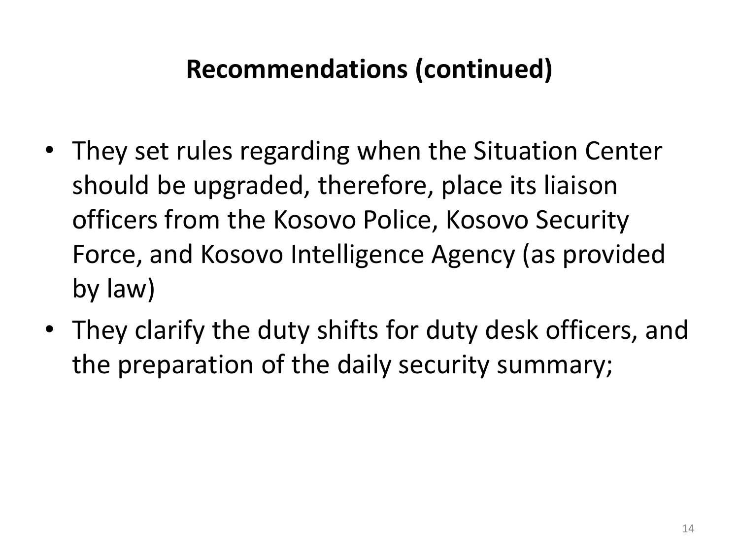## Recommendations (continued)

- They set rules regarding when the Situation Center should be upgraded, therefore, place its liaison officers from the Kosovo Police, Kosovo Security Force, and Kosovo Intelligence Agency (as provided by law)
- They clarify the duty shifts for duty desk officers, and the preparation of the daily security summary;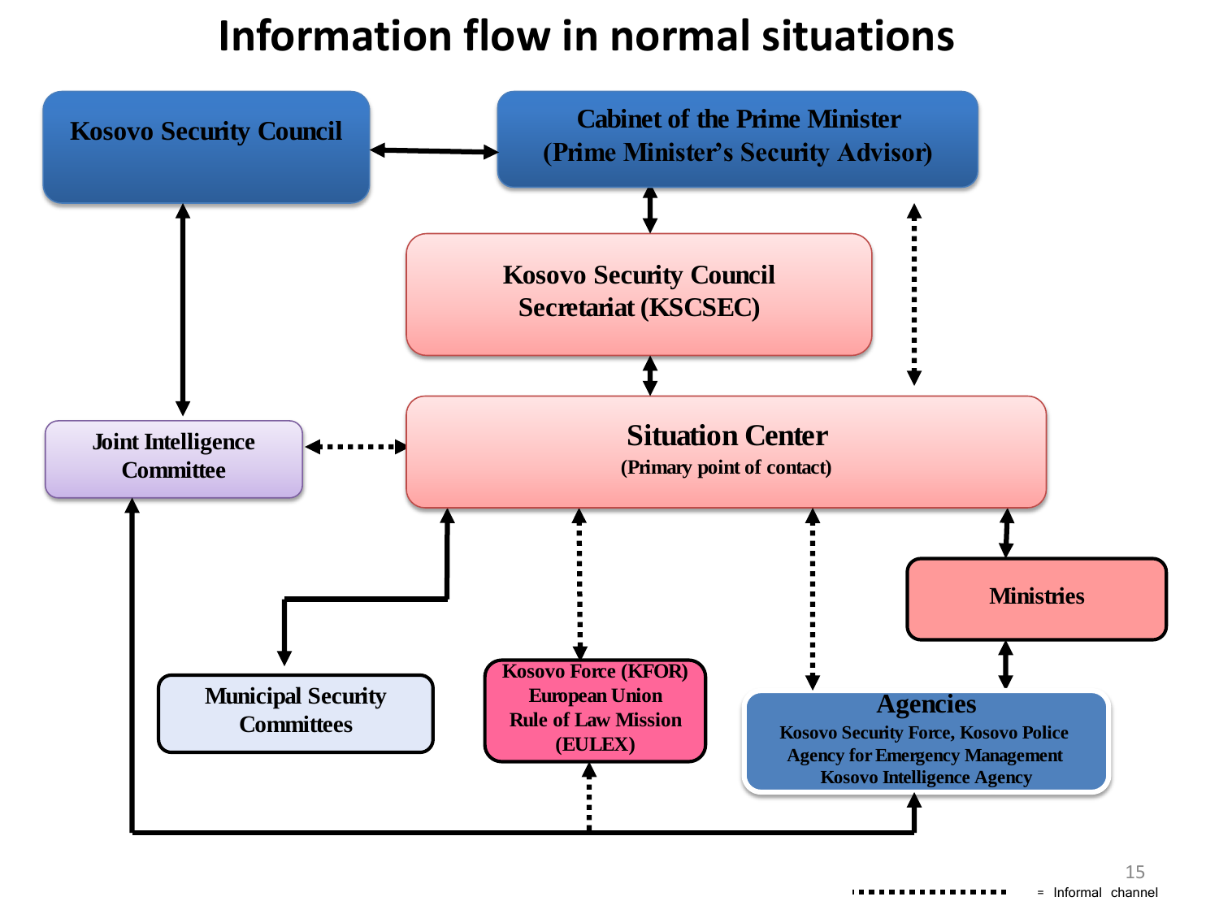# Information flow in normal situations

Kosovo Security Council

Cabinet of the Prime Minister (Prime Minister's Security Advisor)

Kosovo Security Council Secretariat (KSCSEC)

Joint Intelligence Committee

Situation Center (Primary point of contact)

Ministries

Municipal Security Committees

Kosovo Force (KFOR) European Union Rule of Law Mission (EULEX)

Agencies
Kosovo Security Force, Kosovo Police
Agency for Emergency Management
Kosovo Intelligence Agency

= Informal channel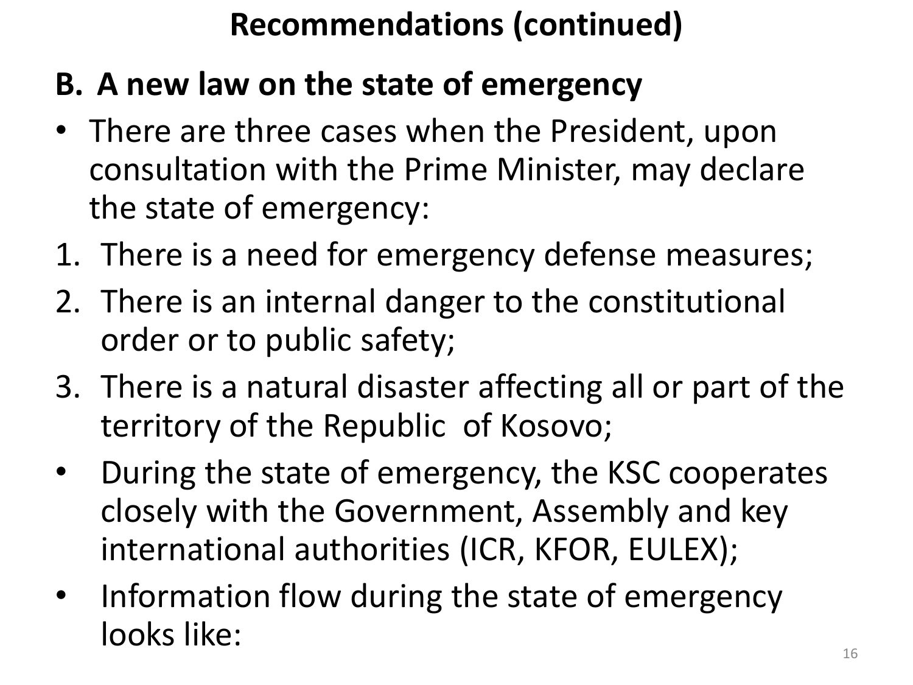# Recommendations (continued)

## B. A new law on the state of emergency

- There are three cases when the President, upon consultation with the Prime Minister, may declare the state of emergency:

1. There is a need for emergency defense measures;
2. There is an internal danger to the constitutional order or to public safety;
3. There is a natural disaster affecting all or part of the territory of the Republic of Kosovo;

- During the state of emergency, the KSC cooperates closely with the Government, Assembly and key international authorities (ICR, KFOR, EULEX);
- Information flow during the state of emergency looks like: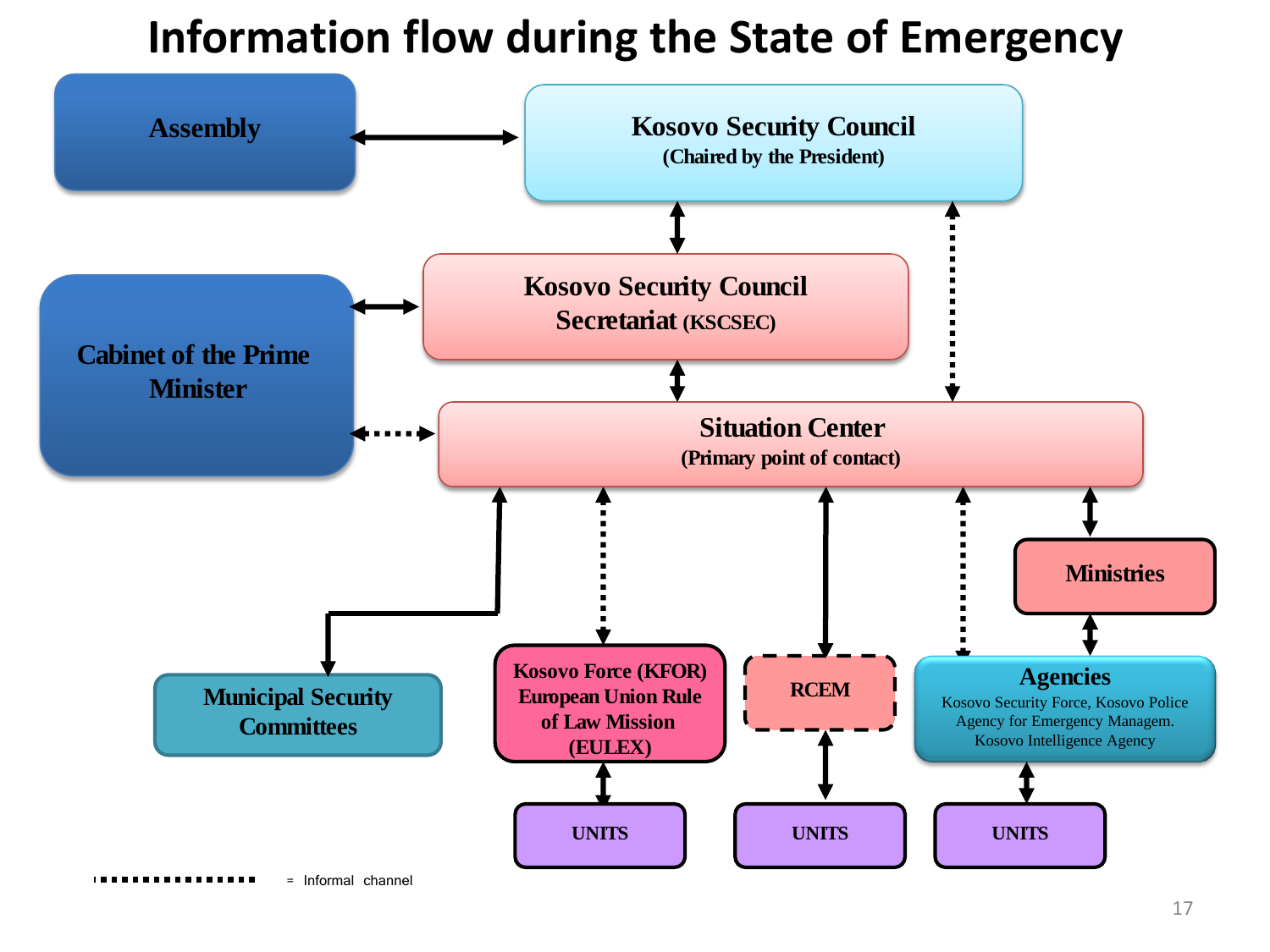# Information flow during the State of Emergency

- Assembly
- Kosovo Security Council (Chaired by the President)
- Cabinet of the Prime Minister
- Kosovo Security Council Secretariat (KSCSEC)
- Situation Center (Primary point of contact)
- Ministries
- Municipal Security Committees
- Kosovo Force (KFOR) European Union Rule of Law Mission (EULEX)
- RCEM
- Agencies: Kosovo Security Force, Kosovo Police, Agency for Emergency Managem., Kosovo Intelligence Agency
- UNITS
- UNITS
- UNITS

................ = Informal channel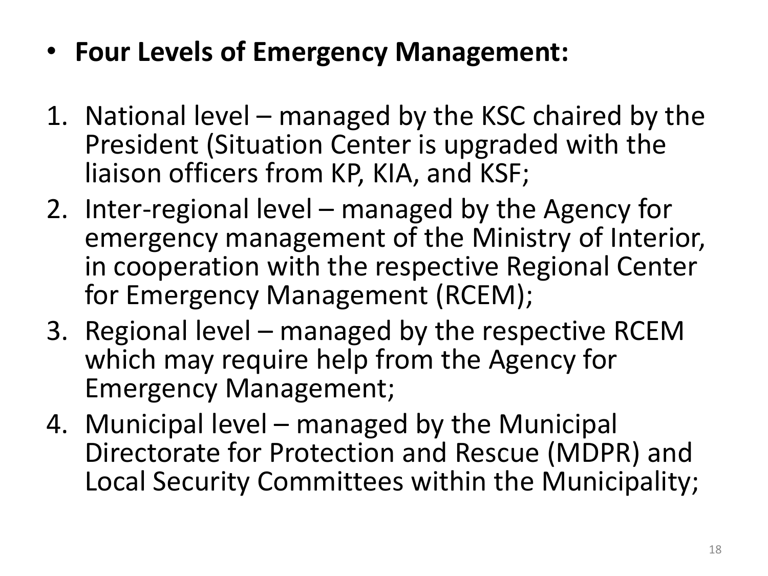- **Four Levels of Emergency Management:**

1. National level – managed by the KSC chaired by the President (Situation Center is upgraded with the liaison officers from KP, KIA, and KSF;
2. Inter-regional level – managed by the Agency for emergency management of the Ministry of Interior, in cooperation with the respective Regional Center for Emergency Management (RCEM);
3. Regional level – managed by the respective RCEM which may require help from the Agency for Emergency Management;
4. Municipal level – managed by the Municipal Directorate for Protection and Rescue (MDPR) and Local Security Committees within the Municipality;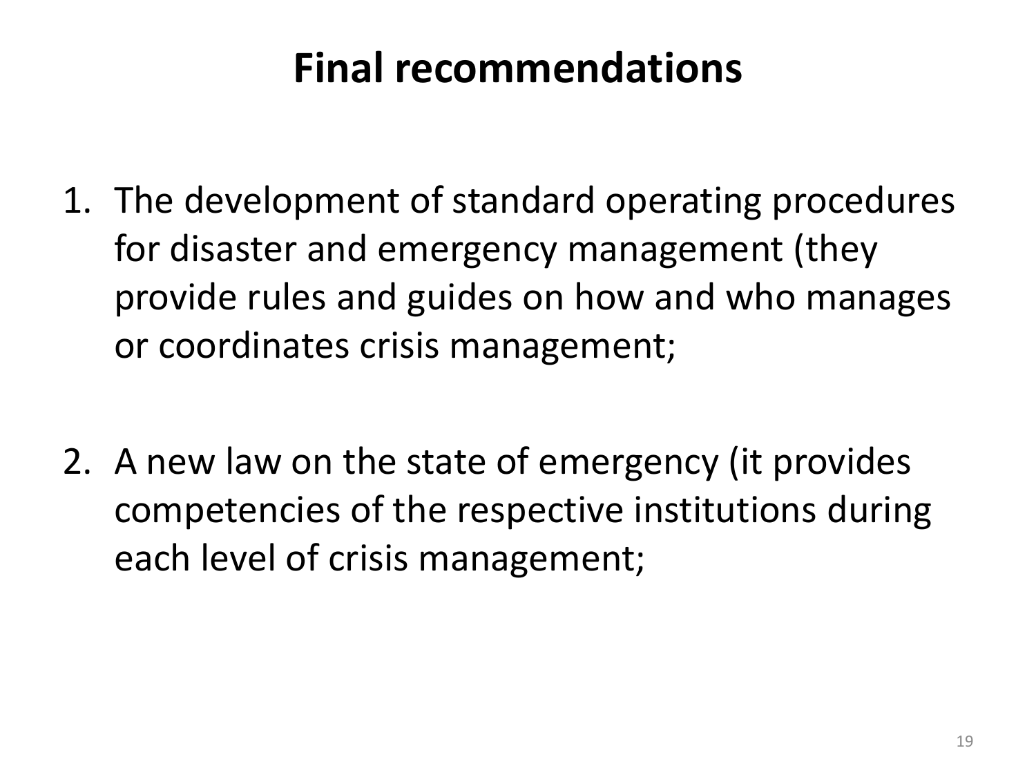# Final recommendations

1. The development of standard operating procedures for disaster and emergency management (they provide rules and guides on how and who manages or coordinates crisis management;

2. A new law on the state of emergency (it provides competencies of the respective institutions during each level of crisis management;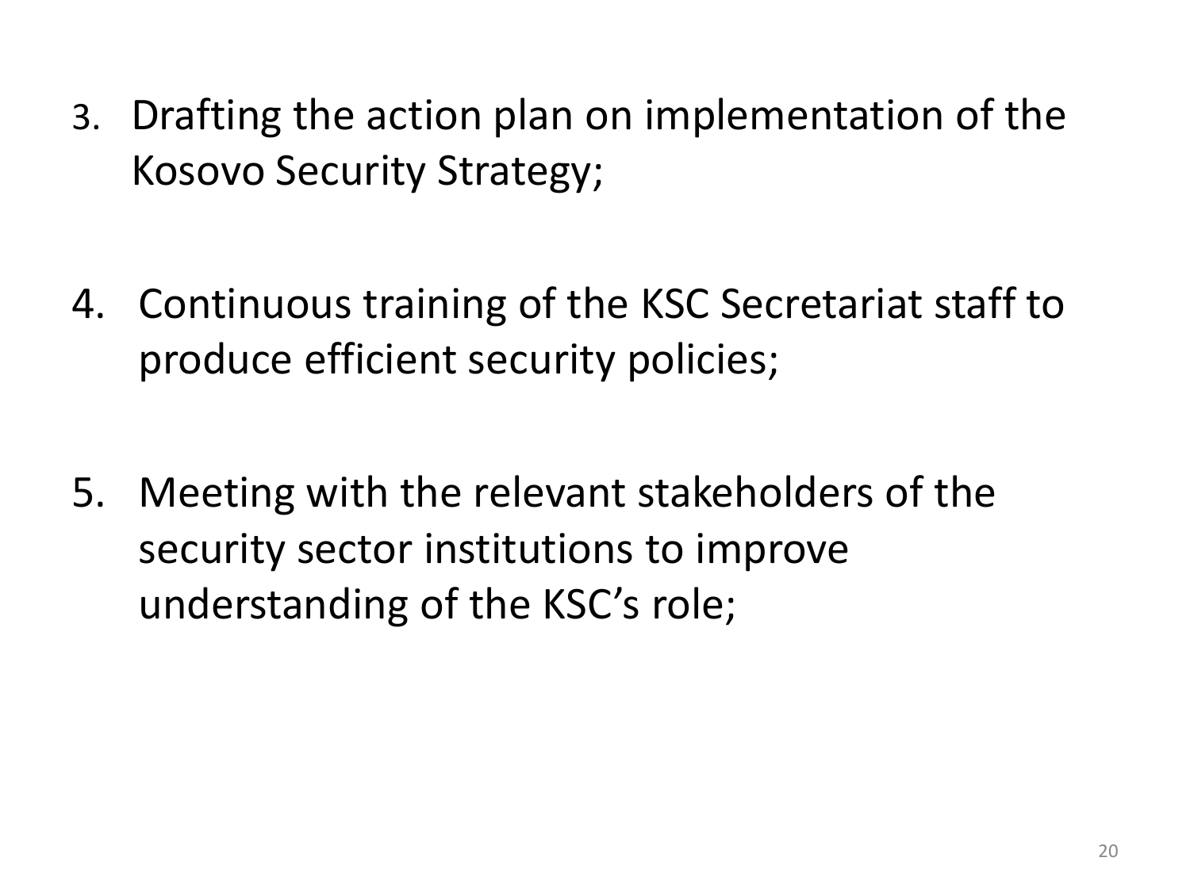3. Drafting the action plan on implementation of the Kosovo Security Strategy;

4. Continuous training of the KSC Secretariat staff to produce efficient security policies;

5. Meeting with the relevant stakeholders of the security sector institutions to improve understanding of the KSC's role;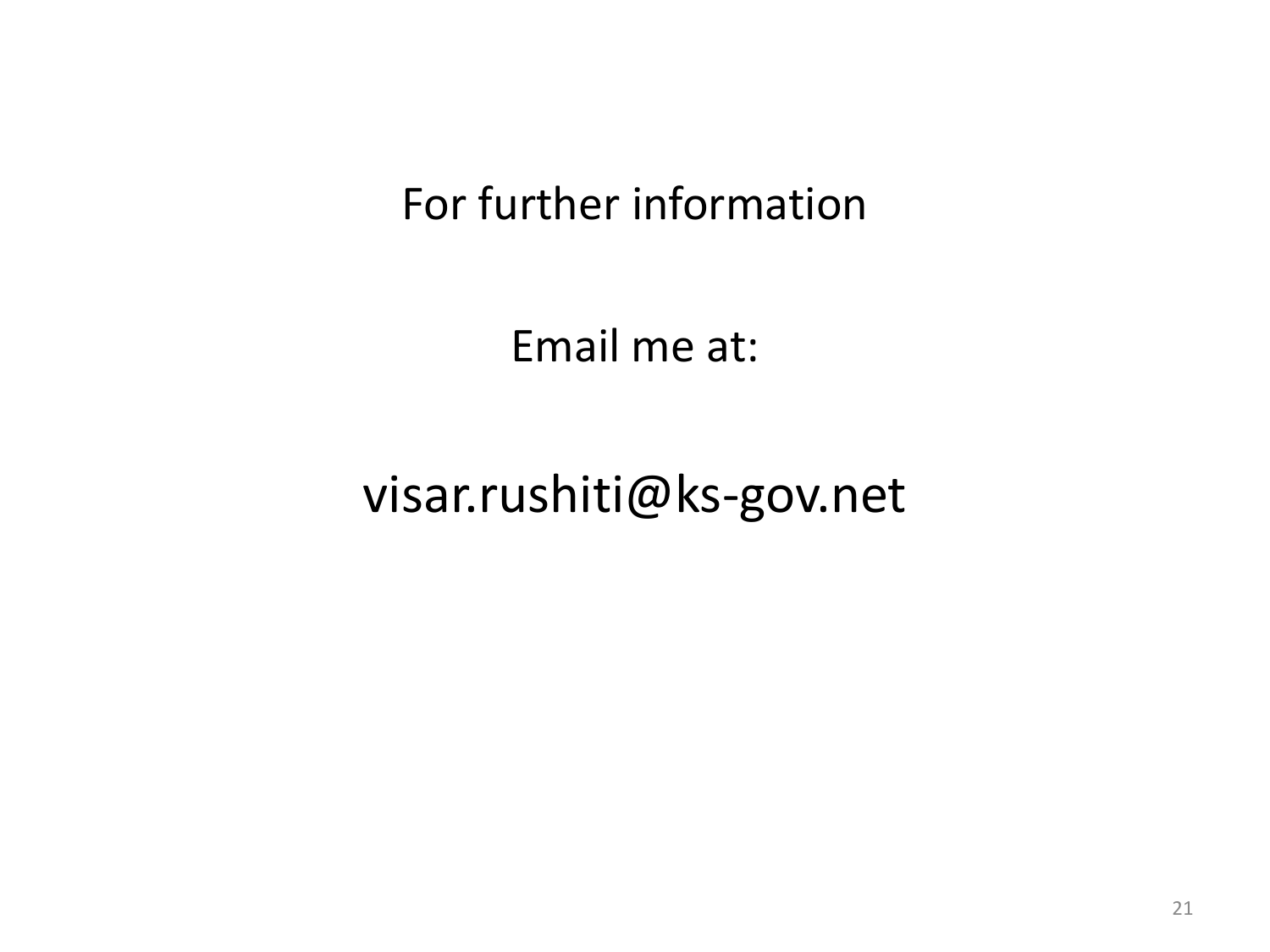For further information

Email me at:

visar.rushiti@ks-gov.net